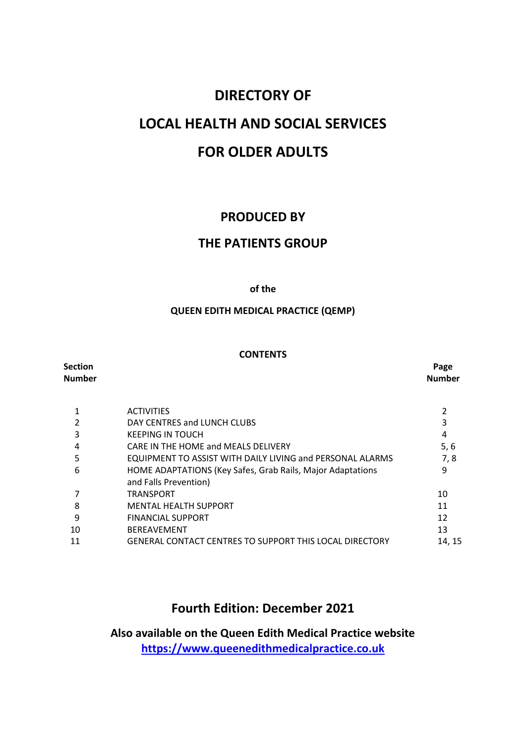# DIRECTORY OF

# LOCAL HEALTH AND SOCIAL SERVICES

# FOR OLDER ADULTS

## PRODUCED BY

## THE PATIENTS GROUP

**of the**

**QUEEN EDITH MEDICAL PRACTICE (QEMP)**

**CONTENTS**

| Section Number | | Page Number |
|---|---|---|
| 1 | ACTIVITIES | 2 |
| 2 | DAY CENTRES and LUNCH CLUBS | 3 |
| 3 | KEEPING IN TOUCH | 4 |
| 4 | CARE IN THE HOME and MEALS DELIVERY | 5, 6 |
| 5 | EQUIPMENT TO ASSIST WITH DAILY LIVING and PERSONAL ALARMS | 7, 8 |
| 6 | HOME ADAPTATIONS (Key Safes, Grab Rails, Major Adaptations and Falls Prevention) | 9 |
| 7 | TRANSPORT | 10 |
| 8 | MENTAL HEALTH SUPPORT | 11 |
| 9 | FINANCIAL SUPPORT | 12 |
| 10 | BEREAVEMENT | 13 |
| 11 | GENERAL CONTACT CENTRES TO SUPPORT THIS LOCAL DIRECTORY | 14, 15 |

## Fourth Edition: December 2021

**Also available on the Queen Edith Medical Practice website**
**https://www.queenedithmedicalpractice.co.uk**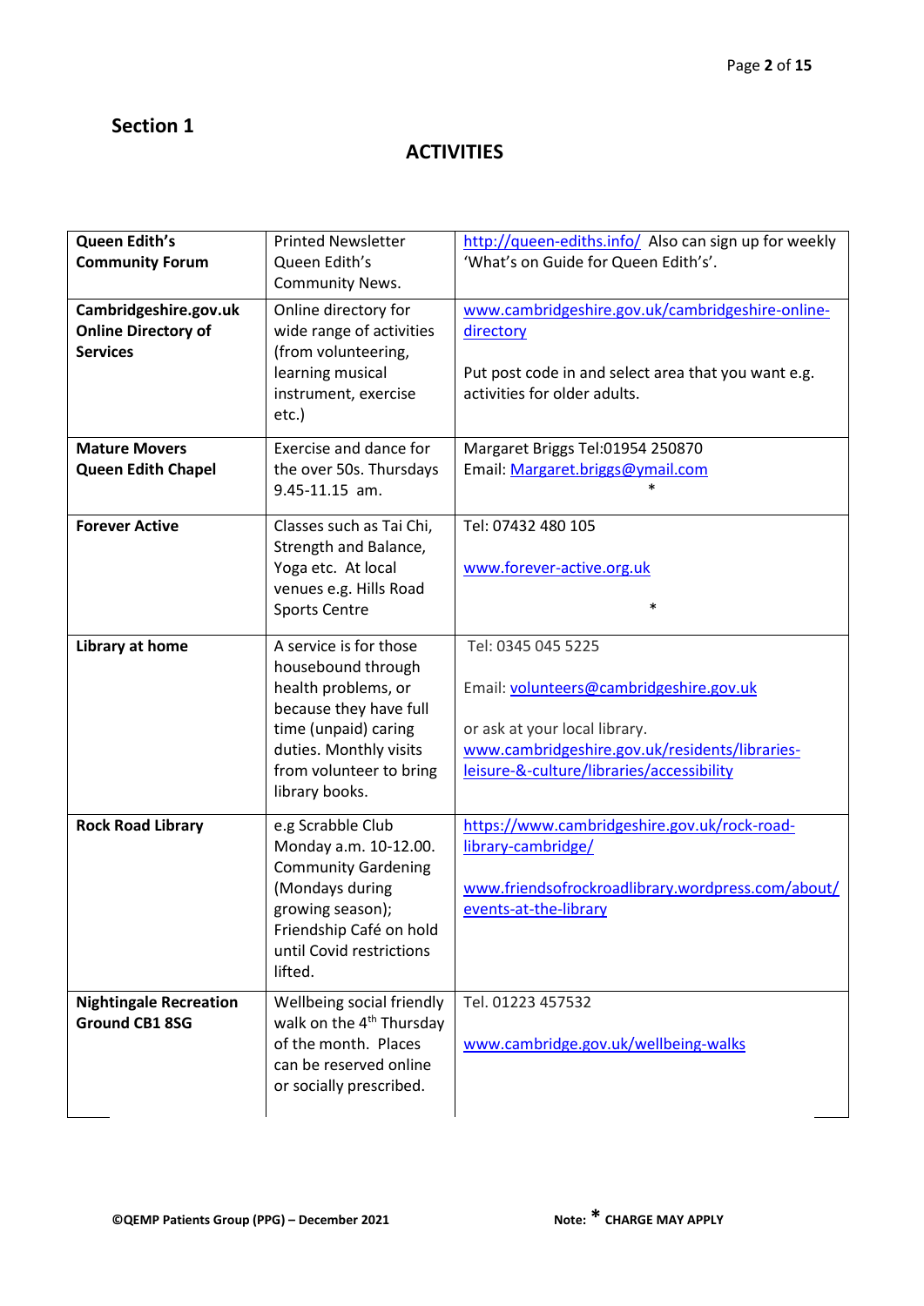## Section 1

# ACTIVITIES

| | | |
|---|---|---|
| **Queen Edith's Community Forum** | Printed Newsletter Queen Edith's Community News. | http://queen-ediths.info/ Also can sign up for weekly 'What's on Guide for Queen Edith's'. |
| **Cambridgeshire.gov.uk Online Directory of Services** | Online directory for wide range of activities (from volunteering, learning musical instrument, exercise etc.) | www.cambridgeshire.gov.uk/cambridgeshire-online-directory<br><br>Put post code in and select area that you want e.g. activities for older adults. |
| **Mature Movers Queen Edith Chapel** | Exercise and dance for the over 50s. Thursdays 9.45-11.15 am. | Margaret Briggs Tel:01954 250870<br>Email: Margaret.briggs@ymail.com<br>* |
| **Forever Active** | Classes such as Tai Chi, Strength and Balance, Yoga etc. At local venues e.g. Hills Road Sports Centre | Tel: 07432 480 105<br><br>www.forever-active.org.uk<br><br>* |
| **Library at home** | A service is for those housebound through health problems, or because they have full time (unpaid) caring duties. Monthly visits from volunteer to bring library books. | Tel: 0345 045 5225<br><br>Email: volunteers@cambridgeshire.gov.uk<br><br>or ask at your local library.<br>www.cambridgeshire.gov.uk/residents/libraries-leisure-&-culture/libraries/accessibility |
| **Rock Road Library** | e.g Scrabble Club Monday a.m. 10-12.00. Community Gardening (Mondays during growing season); Friendship Café on hold until Covid restrictions lifted. | https://www.cambridgeshire.gov.uk/rock-road-library-cambridge/<br><br>www.friendsofrockroadlibrary.wordpress.com/about/events-at-the-library |
| **Nightingale Recreation Ground CB1 8SG** | Wellbeing social friendly walk on the 4th Thursday of the month. Places can be reserved online or socially prescribed. | Tel. 01223 457532<br><br>www.cambridge.gov.uk/wellbeing-walks |

©QEMP Patients Group (PPG) – December 2021

Note: * CHARGE MAY APPLY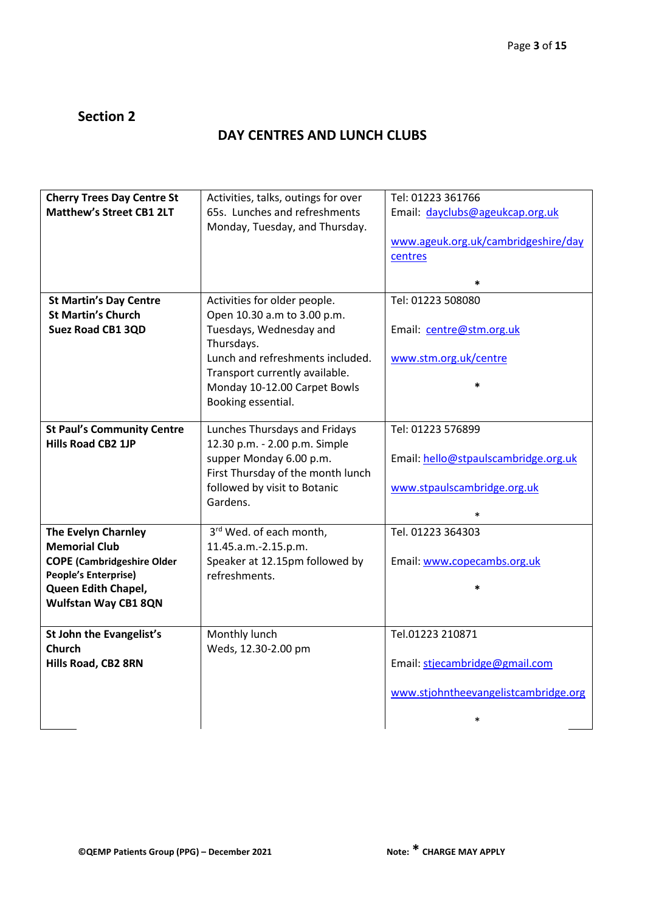## Section 2

# DAY CENTRES AND LUNCH CLUBS

| | | |
|---|---|---|
| **Cherry Trees Day Centre St Matthew's Street CB1 2LT** | Activities, talks, outings for over 65s. Lunches and refreshments Monday, Tuesday, and Thursday. | Tel: 01223 361766<br>Email: dayclubs@ageukcap.org.uk<br><br>www.ageuk.org.uk/cambridgeshire/day centres<br><br>* |
| **St Martin's Day Centre**<br>**St Martin's Church**<br>**Suez Road CB1 3QD** | Activities for older people.<br>Open 10.30 a.m to 3.00 p.m. Tuesdays, Wednesday and Thursdays.<br>Lunch and refreshments included.<br>Transport currently available.<br>Monday 10-12.00 Carpet Bowls<br>Booking essential. | Tel: 01223 508080<br><br>Email: centre@stm.org.uk<br><br>www.stm.org.uk/centre<br><br>* |
| **St Paul's Community Centre Hills Road CB2 1JP** | Lunches Thursdays and Fridays 12.30 p.m. - 2.00 p.m. Simple supper Monday 6.00 p.m.<br>First Thursday of the month lunch followed by visit to Botanic Gardens. | Tel: 01223 576899<br><br>Email: hello@stpaulscambridge.org.uk<br><br>www.stpaulscambridge.org.uk<br><br>* |
| **The Evelyn Charnley Memorial Club**<br>**COPE (Cambridgeshire Older People's Enterprise)**<br>**Queen Edith Chapel, Wulfstan Way CB1 8QN** | 3rd Wed. of each month, 11.45.a.m.-2.15.p.m.<br>Speaker at 12.15pm followed by refreshments. | Tel. 01223 364303<br><br>Email: www.copecambs.org.uk<br><br>* |
| **St John the Evangelist's Church**<br>**Hills Road, CB2 8RN** | Monthly lunch<br>Weds, 12.30-2.00 pm | Tel.01223 210871<br><br>Email: stjecambridge@gmail.com<br><br>www.stjohntheevangelistcambridge.org<br><br>* |

©QEMP Patients Group (PPG) – December 2021

Note: * CHARGE MAY APPLY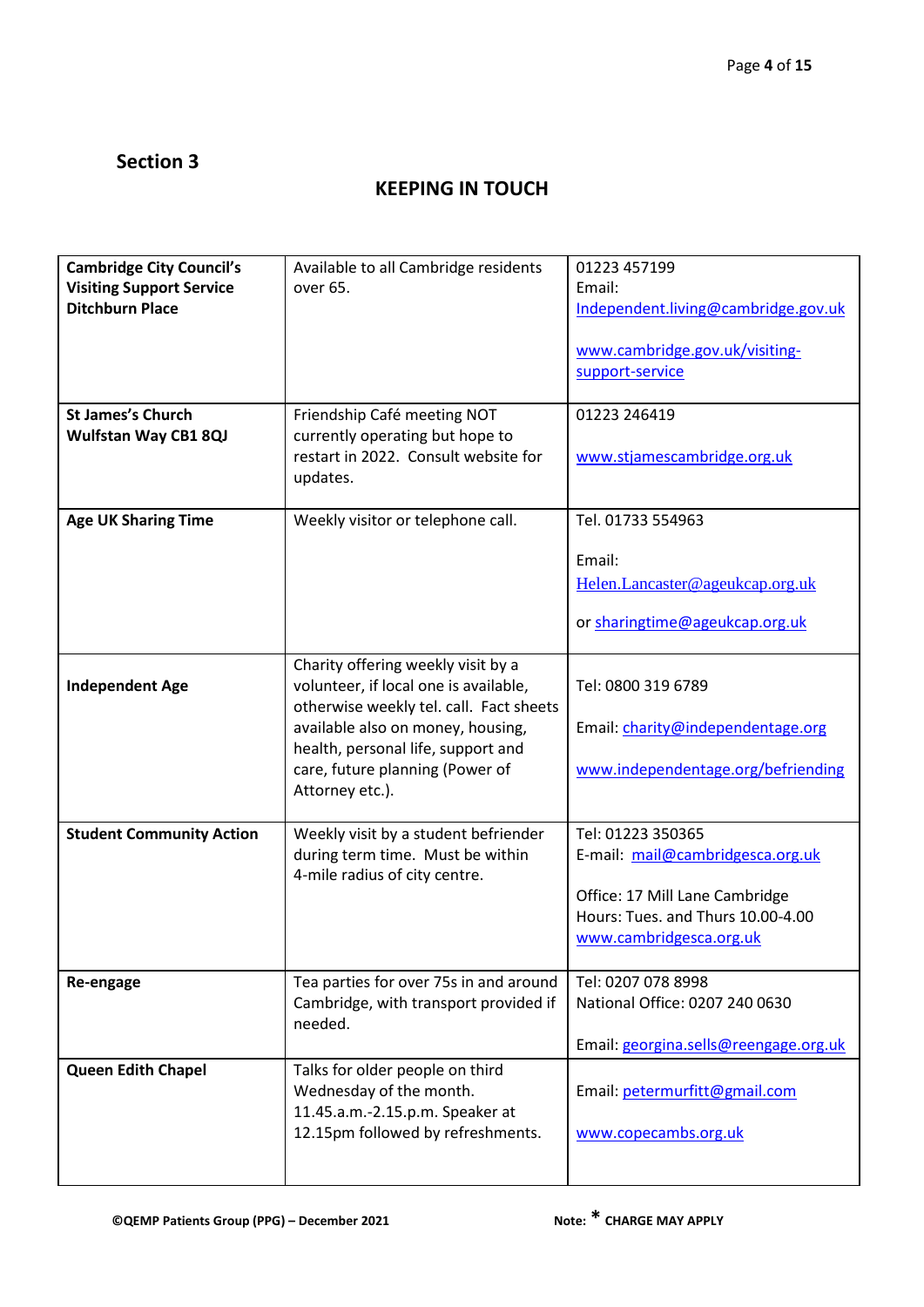## Section 3

## KEEPING IN TOUCH

| | | |
|---|---|---|
| **Cambridge City Council's Visiting Support Service Ditchburn Place** | Available to all Cambridge residents over 65. | 01223 457199<br>Email: Independent.living@cambridge.gov.uk<br><br>www.cambridge.gov.uk/visiting-support-service |
| **St James's Church Wulfstan Way CB1 8QJ** | Friendship Café meeting NOT currently operating but hope to restart in 2022. Consult website for updates. | 01223 246419<br><br>www.stjamescambridge.org.uk |
| **Age UK Sharing Time** | Weekly visitor or telephone call. | Tel. 01733 554963<br><br>Email: Helen.Lancaster@ageukcap.org.uk<br><br>or sharingtime@ageukcap.org.uk |
| **Independent Age** | Charity offering weekly visit by a volunteer, if local one is available, otherwise weekly tel. call. Fact sheets available also on money, housing, health, personal life, support and care, future planning (Power of Attorney etc.). | Tel: 0800 319 6789<br><br>Email: charity@independentage.org<br><br>www.independentage.org/befriending |
| **Student Community Action** | Weekly visit by a student befriender during term time. Must be within 4-mile radius of city centre. | Tel: 01223 350365<br>E-mail: mail@cambridgesca.org.uk<br><br>Office: 17 Mill Lane Cambridge<br>Hours: Tues. and Thurs 10.00-4.00<br>www.cambridgesca.org.uk |
| **Re-engage** | Tea parties for over 75s in and around Cambridge, with transport provided if needed. | Tel: 0207 078 8998<br>National Office: 0207 240 0630<br><br>Email: georgina.sells@reengage.org.uk |
| **Queen Edith Chapel** | Talks for older people on third Wednesday of the month. 11.45.a.m.-2.15.p.m. Speaker at 12.15pm followed by refreshments. | Email: petermurfitt@gmail.com<br><br>www.copecambs.org.uk |

©QEMP Patients Group (PPG) – December 2021 Note: * CHARGE MAY APPLY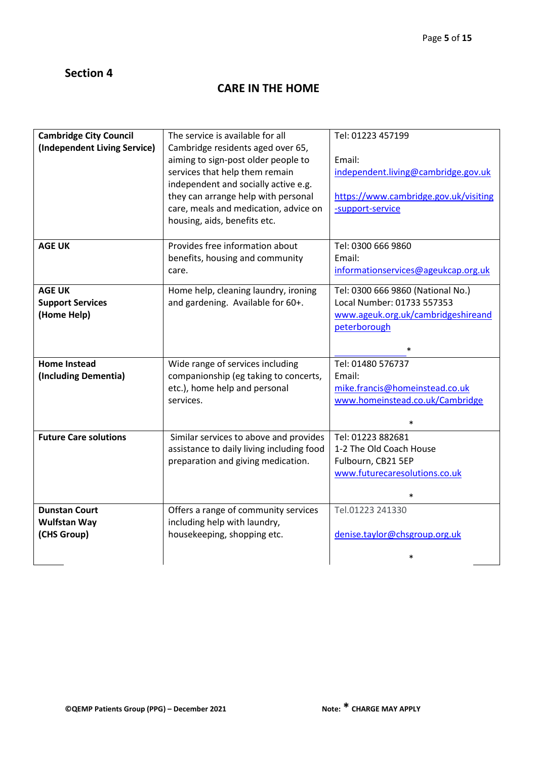## Section 4

## CARE IN THE HOME

| | | |
|---|---|---|
| **Cambridge City Council (Independent Living Service)** | The service is available for all Cambridge residents aged over 65, aiming to sign-post older people to services that help them remain independent and socially active e.g. they can arrange help with personal care, meals and medication, advice on housing, aids, benefits etc. | Tel: 01223 457199<br><br>Email:<br>independent.living@cambridge.gov.uk<br><br>https://www.cambridge.gov.uk/visiting-support-service |
| **AGE UK** | Provides free information about benefits, housing and community care. | Tel: 0300 666 9860<br>Email:<br>informationservices@ageukcap.org.uk |
| **AGE UK Support Services (Home Help)** | Home help, cleaning laundry, ironing and gardening. Available for 60+. | Tel: 0300 666 9860 (National No.)<br>Local Number: 01733 557353<br>www.ageuk.org.uk/cambridgeshireandpeterborough<br><br>* |
| **Home Instead (Including Dementia)** | Wide range of services including companionship (eg taking to concerts, etc.), home help and personal services. | Tel: 01480 576737<br>Email:<br>mike.francis@homeinstead.co.uk<br>www.homeinstead.co.uk/Cambridge<br><br>* |
| **Future Care solutions** | Similar services to above and provides assistance to daily living including food preparation and giving medication. | Tel: 01223 882681<br>1-2 The Old Coach House<br>Fulbourn, CB21 5EP<br>www.futurecaresolutions.co.uk<br><br>* |
| **Dunstan Court Wulfstan Way (CHS Group)** | Offers a range of community services including help with laundry, housekeeping, shopping etc. | Tel.01223 241330<br><br>denise.taylor@chsgroup.org.uk<br><br>* |

©QEMP Patients Group (PPG) – December 2021

Note: * CHARGE MAY APPLY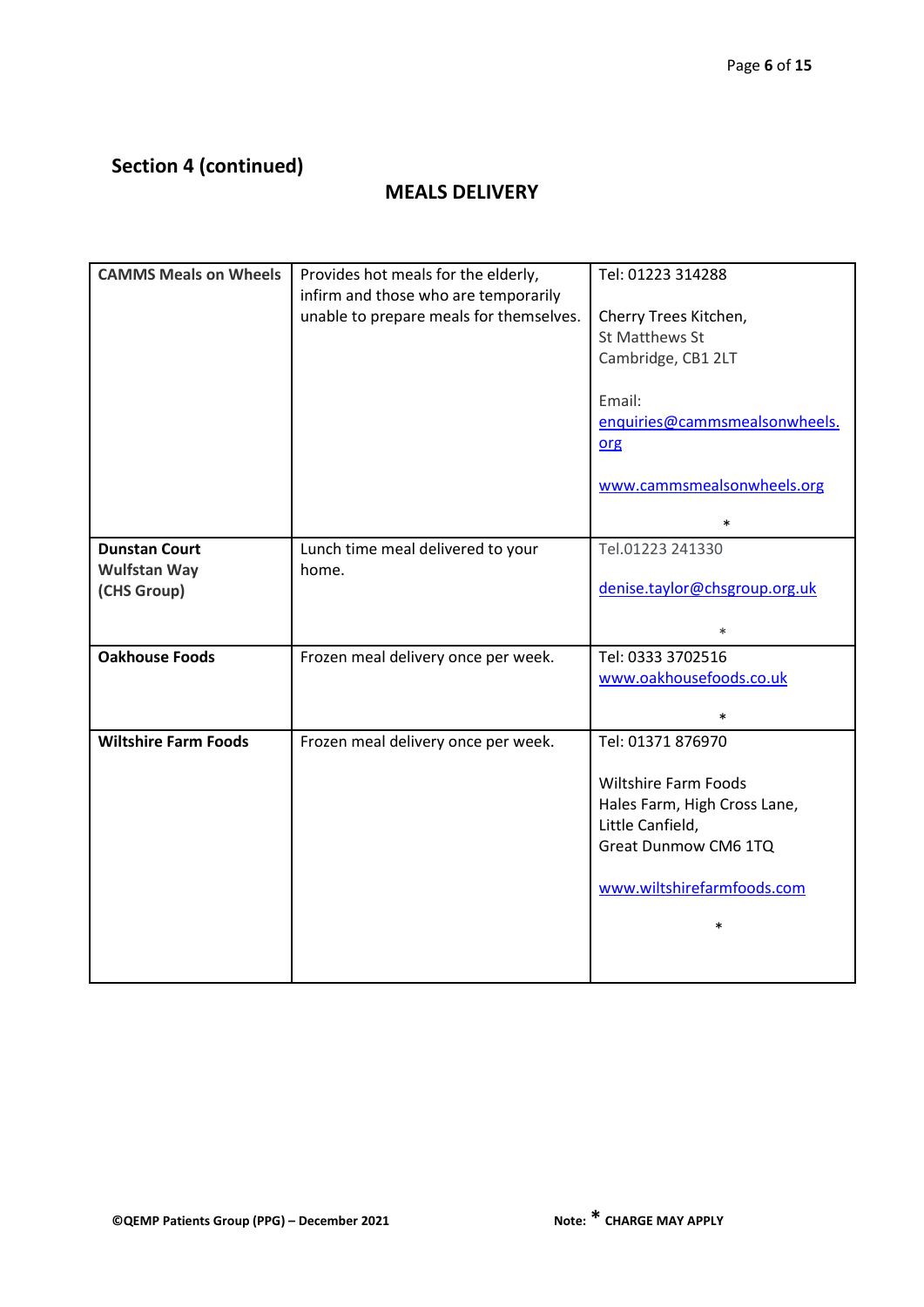## Section 4 (continued)

### MEALS DELIVERY

| | | |
|---|---|---|
| **CAMMS Meals on Wheels** | Provides hot meals for the elderly, infirm and those who are temporarily unable to prepare meals for themselves. | Tel: 01223 314288<br><br>Cherry Trees Kitchen,<br>St Matthews St<br>Cambridge, CB1 2LT<br><br>Email:<br>enquiries@cammsmealsonwheels.org<br><br>www.cammsmealsonwheels.org<br><br>* |
| **Dunstan Court**<br>**Wulfstan Way**<br>**(CHS Group)** | Lunch time meal delivered to your home. | Tel.01223 241330<br><br>denise.taylor@chsgroup.org.uk<br><br>* |
| **Oakhouse Foods** | Frozen meal delivery once per week. | Tel: 0333 3702516<br>www.oakhousefoods.co.uk<br><br>* |
| **Wiltshire Farm Foods** | Frozen meal delivery once per week. | Tel: 01371 876970<br><br>Wiltshire Farm Foods<br>Hales Farm, High Cross Lane,<br>Little Canfield,<br>Great Dunmow CM6 1TQ<br><br>www.wiltshirefarmfoods.com<br><br>* |

©QEMP Patients Group (PPG) – December 2021

Note: * CHARGE MAY APPLY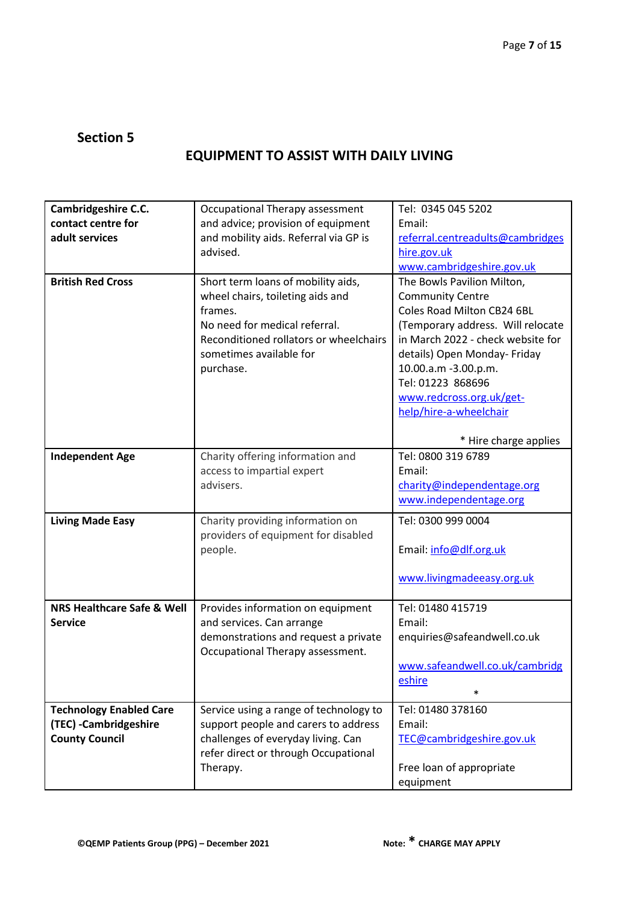## Section 5

# EQUIPMENT TO ASSIST WITH DAILY LIVING

| | | |
|---|---|---|
| **Cambridgeshire C.C. contact centre for adult services** | Occupational Therapy assessment and advice; provision of equipment and mobility aids. Referral via GP is advised. | Tel: 0345 045 5202<br>Email: referral.centreadults@cambridgeshire.gov.uk<br>www.cambridgeshire.gov.uk |
| **British Red Cross** | Short term loans of mobility aids, wheel chairs, toileting aids and frames.<br>No need for medical referral.<br>Reconditioned rollators or wheelchairs sometimes available for purchase. | The Bowls Pavilion Milton, Community Centre<br>Coles Road Milton CB24 6BL<br>(Temporary address. Will relocate in March 2022 - check website for details) Open Monday- Friday 10.00.a.m -3.00.p.m.<br>Tel: 01223 868696<br>www.redcross.org.uk/get-help/hire-a-wheelchair<br><br>* Hire charge applies |
| **Independent Age** | Charity offering information and access to impartial expert advisers. | Tel: 0800 319 6789<br>Email: charity@independentage.org<br>www.independentage.org |
| **Living Made Easy** | Charity providing information on providers of equipment for disabled people. | Tel: 0300 999 0004<br><br>Email: info@dlf.org.uk<br><br>www.livingmadeeasy.org.uk |
| **NRS Healthcare Safe & Well Service** | Provides information on equipment and services. Can arrange demonstrations and request a private Occupational Therapy assessment. | Tel: 01480 415719<br>Email: enquiries@safeandwell.co.uk<br><br>www.safeandwell.co.uk/cambridgeshire<br>* |
| **Technology Enabled Care (TEC) -Cambridgeshire County Council** | Service using a range of technology to support people and carers to address challenges of everyday living. Can refer direct or through Occupational Therapy. | Tel: 01480 378160<br>Email: TEC@cambridgeshire.gov.uk<br><br>Free loan of appropriate equipment |

©QEMP Patients Group (PPG) – December 2021

Note: * CHARGE MAY APPLY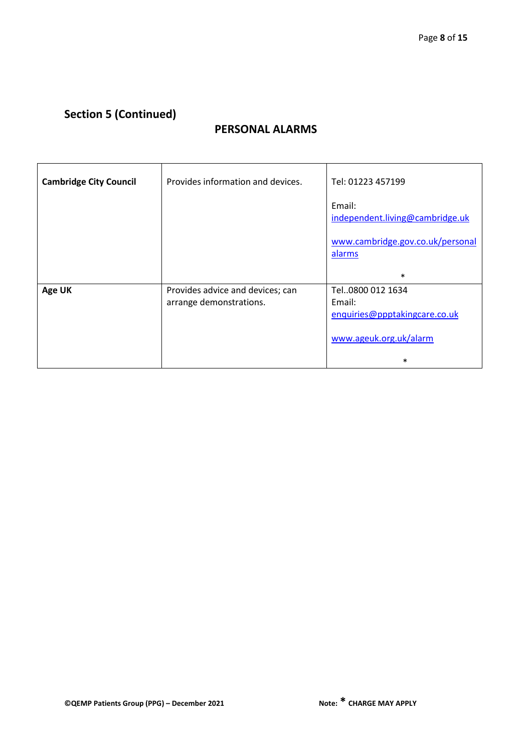## Section 5 (Continued)

### PERSONAL ALARMS

| | | |
|---|---|---|
| **Cambridge City Council** | Provides information and devices. | Tel: 01223 457199<br><br>Email: independent.living@cambridge.uk<br><br>www.cambridge.gov.co.uk/personal alarms<br><br>* |
| **Age UK** | Provides advice and devices; can arrange demonstrations. | Tel..0800 012 1634<br>Email: enquiries@ppptakingcare.co.uk<br><br>www.ageuk.org.uk/alarm<br><br>* |

©QEMP Patients Group (PPG) – December 2021

**Note: * CHARGE MAY APPLY**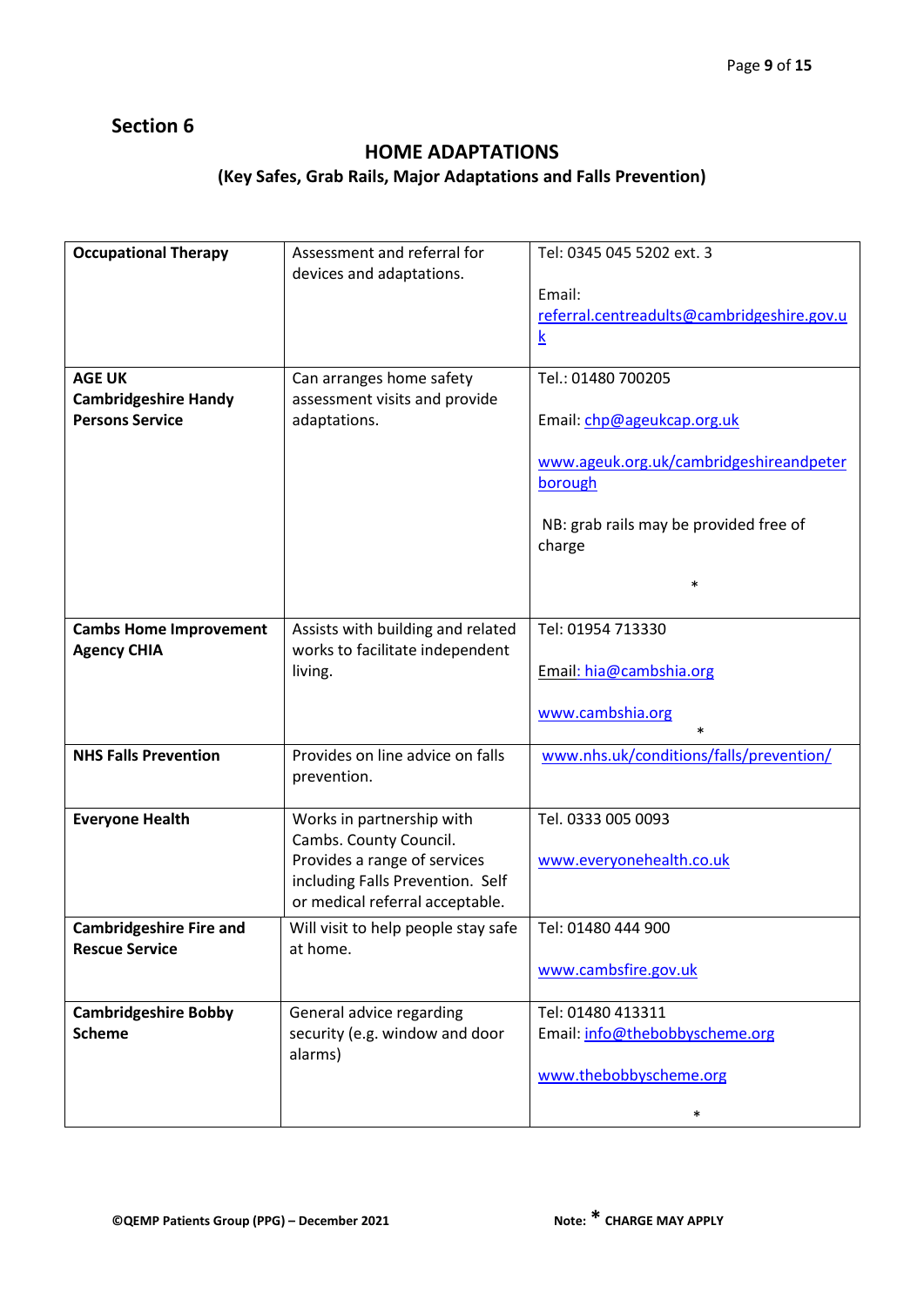## Section 6

### HOME ADAPTATIONS
**(Key Safes, Grab Rails, Major Adaptations and Falls Prevention)**

| | | |
|---|---|---|
| **Occupational Therapy** | Assessment and referral for devices and adaptations. | Tel: 0345 045 5202 ext. 3<br><br>Email: referral.centreadults@cambridgeshire.gov.uk |
| **AGE UK Cambridgeshire Handy Persons Service** | Can arranges home safety assessment visits and provide adaptations. | Tel.: 01480 700205<br><br>Email: chp@ageukcap.org.uk<br><br>www.ageuk.org.uk/cambridgeshireandpeterborough<br><br>NB: grab rails may be provided free of charge<br><br>* |
| **Cambs Home Improvement Agency CHIA** | Assists with building and related works to facilitate independent living. | Tel: 01954 713330<br><br>Email: hia@cambshia.org<br><br>www.cambshia.org<br>* |
| **NHS Falls Prevention** | Provides on line advice on falls prevention. | www.nhs.uk/conditions/falls/prevention/ |
| **Everyone Health** | Works in partnership with Cambs. County Council. Provides a range of services including Falls Prevention. Self or medical referral acceptable. | Tel. 0333 005 0093<br><br>www.everyonehealth.co.uk |
| **Cambridgeshire Fire and Rescue Service** | Will visit to help people stay safe at home. | Tel: 01480 444 900<br><br>www.cambsfire.gov.uk |
| **Cambridgeshire Bobby Scheme** | General advice regarding security (e.g. window and door alarms) | Tel: 01480 413311<br>Email: info@thebobbyscheme.org<br><br>www.thebobbyscheme.org<br><br>* |

©QEMP Patients Group (PPG) – December 2021

Note: * CHARGE MAY APPLY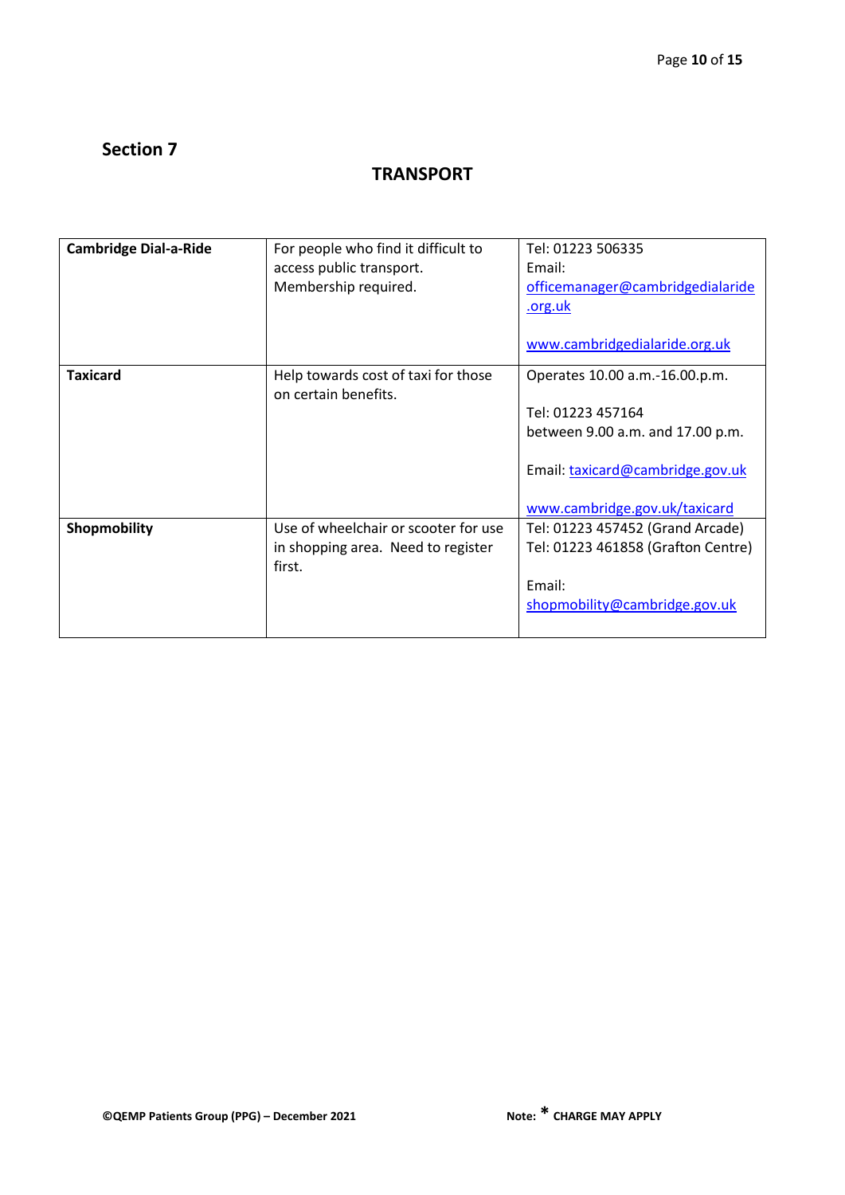## Section 7

# TRANSPORT

| | | |
|---|---|---|
| **Cambridge Dial-a-Ride** | For people who find it difficult to access public transport.<br>Membership required. | Tel: 01223 506335<br>Email: officemanager@cambridgedialaride.org.uk<br><br>www.cambridgedialaride.org.uk |
| **Taxicard** | Help towards cost of taxi for those on certain benefits. | Operates 10.00 a.m.-16.00.p.m.<br><br>Tel: 01223 457164<br>between 9.00 a.m. and 17.00 p.m.<br><br>Email: taxicard@cambridge.gov.uk<br><br>www.cambridge.gov.uk/taxicard |
| **Shopmobility** | Use of wheelchair or scooter for use in shopping area. Need to register first. | Tel: 01223 457452 (Grand Arcade)<br>Tel: 01223 461858 (Grafton Centre)<br><br>Email: shopmobility@cambridge.gov.uk |

**©QEMP Patients Group (PPG) – December 2021**

**Note: * CHARGE MAY APPLY**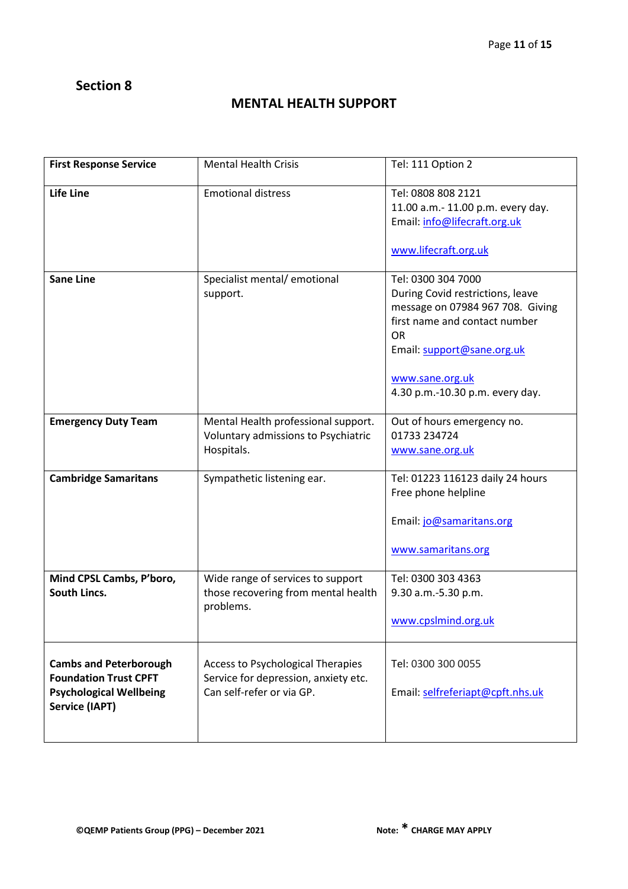## Section 8

# MENTAL HEALTH SUPPORT

| | | |
|---|---|---|
| **First Response Service** | Mental Health Crisis | Tel: 111 Option 2 |
| **Life Line** | Emotional distress | Tel: 0808 808 2121<br>11.00 a.m.- 11.00 p.m. every day.<br>Email: info@lifecraft.org.uk<br><br>www.lifecraft.org.uk |
| **Sane Line** | Specialist mental/ emotional support. | Tel: 0300 304 7000<br>During Covid restrictions, leave message on 07984 967 708. Giving first name and contact number<br>OR<br>Email: support@sane.org.uk<br><br>www.sane.org.uk<br>4.30 p.m.-10.30 p.m. every day. |
| **Emergency Duty Team** | Mental Health professional support. Voluntary admissions to Psychiatric Hospitals. | Out of hours emergency no.<br>01733 234724<br>www.sane.org.uk |
| **Cambridge Samaritans** | Sympathetic listening ear. | Tel: 01223 116123 daily 24 hours<br>Free phone helpline<br><br>Email: jo@samaritans.org<br><br>www.samaritans.org |
| **Mind CPSL Cambs, P'boro, South Lincs.** | Wide range of services to support those recovering from mental health problems. | Tel: 0300 303 4363<br>9.30 a.m.-5.30 p.m.<br><br>www.cpslmind.org.uk |
| **Cambs and Peterborough Foundation Trust CPFT Psychological Wellbeing Service (IAPT)** | Access to Psychological Therapies Service for depression, anxiety etc. Can self-refer or via GP. | Tel: 0300 300 0055<br><br>Email: selfreferiapt@cpft.nhs.uk |

©QEMP Patients Group (PPG) – December 2021

Note: * CHARGE MAY APPLY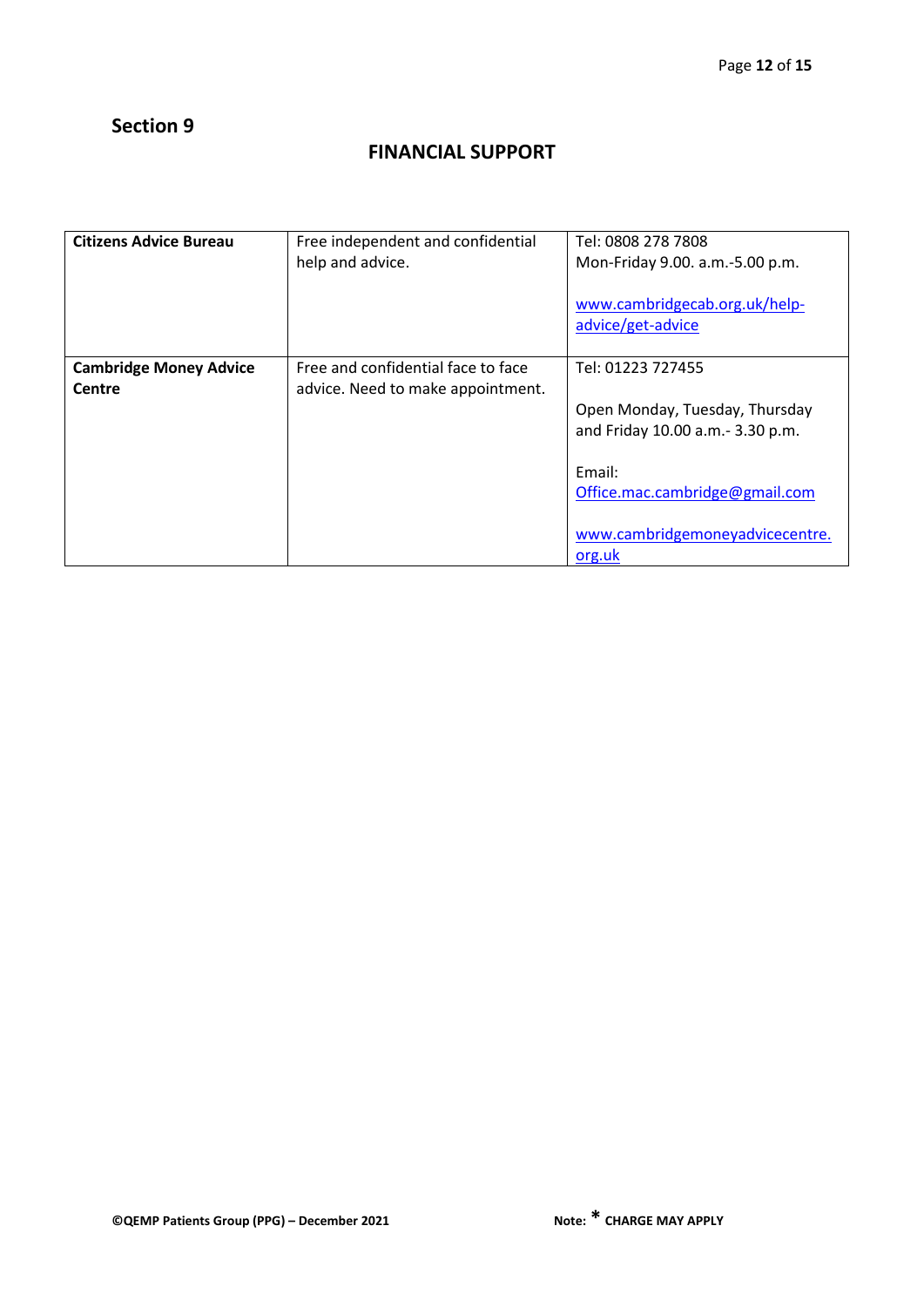## Section 9

### FINANCIAL SUPPORT

| | | |
|---|---|---|
| **Citizens Advice Bureau** | Free independent and confidential help and advice. | Tel: 0808 278 7808<br>Mon-Friday 9.00. a.m.-5.00 p.m.<br><br>www.cambridgecab.org.uk/help-advice/get-advice |
| **Cambridge Money Advice Centre** | Free and confidential face to face advice. Need to make appointment. | Tel: 01223 727455<br><br>Open Monday, Tuesday, Thursday and Friday 10.00 a.m.- 3.30 p.m.<br><br>Email:<br>Office.mac.cambridge@gmail.com<br><br>www.cambridgemoneyadvicecentre.org.uk |

©QEMP Patients Group (PPG) – December 2021

Note: * CHARGE MAY APPLY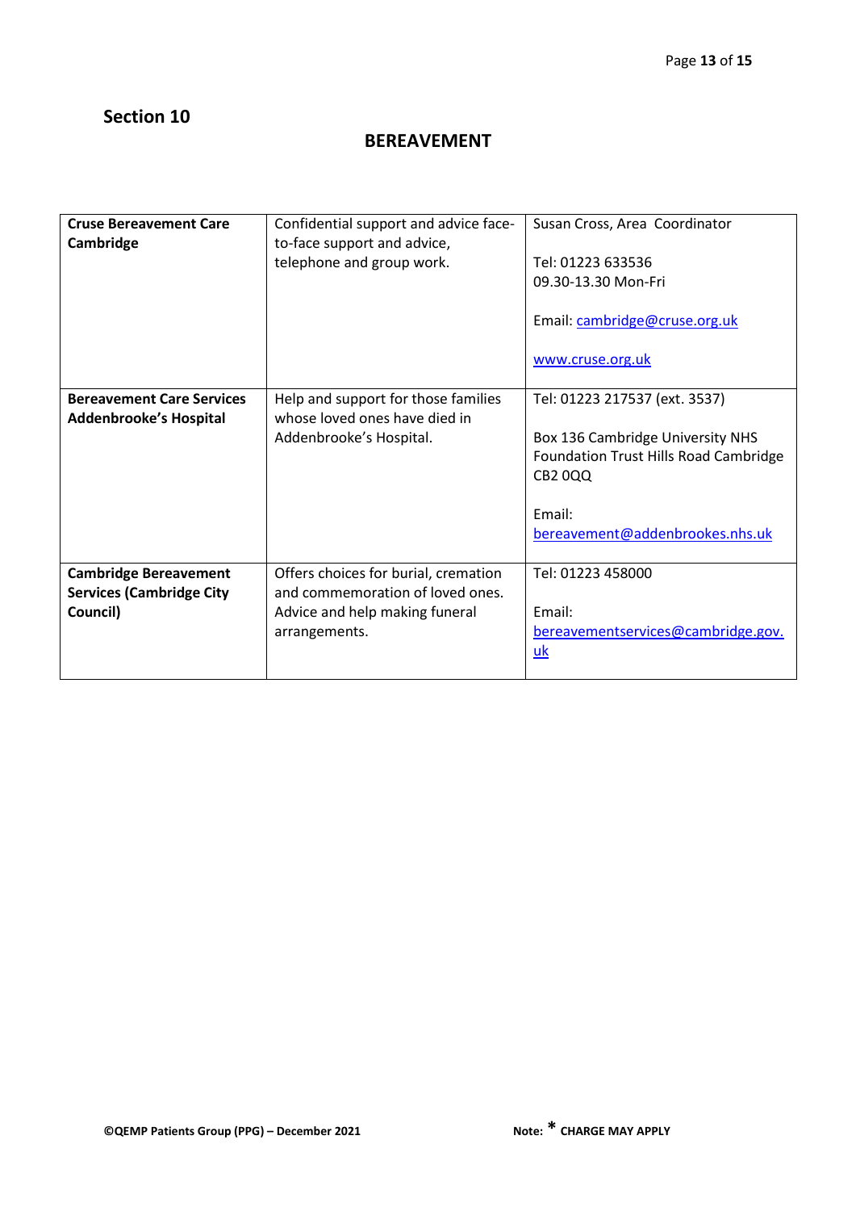## Section 10

# BEREAVEMENT

| | | |
|---|---|---|
| **Cruse Bereavement Care Cambridge** | Confidential support and advice face-to-face support and advice, telephone and group work. | Susan Cross, Area Coordinator<br><br>Tel: 01223 633536<br>09.30-13.30 Mon-Fri<br><br>Email: cambridge@cruse.org.uk<br><br>www.cruse.org.uk |
| **Bereavement Care Services Addenbrooke's Hospital** | Help and support for those families whose loved ones have died in Addenbrooke's Hospital. | Tel: 01223 217537 (ext. 3537)<br><br>Box 136 Cambridge University NHS Foundation Trust Hills Road Cambridge CB2 0QQ<br><br>Email: bereavement@addenbrookes.nhs.uk |
| **Cambridge Bereavement Services (Cambridge City Council)** | Offers choices for burial, cremation and commemoration of loved ones. Advice and help making funeral arrangements. | Tel: 01223 458000<br><br>Email: bereavementservices@cambridge.gov.uk |

**©QEMP Patients Group (PPG) – December 2021** **Note: * CHARGE MAY APPLY**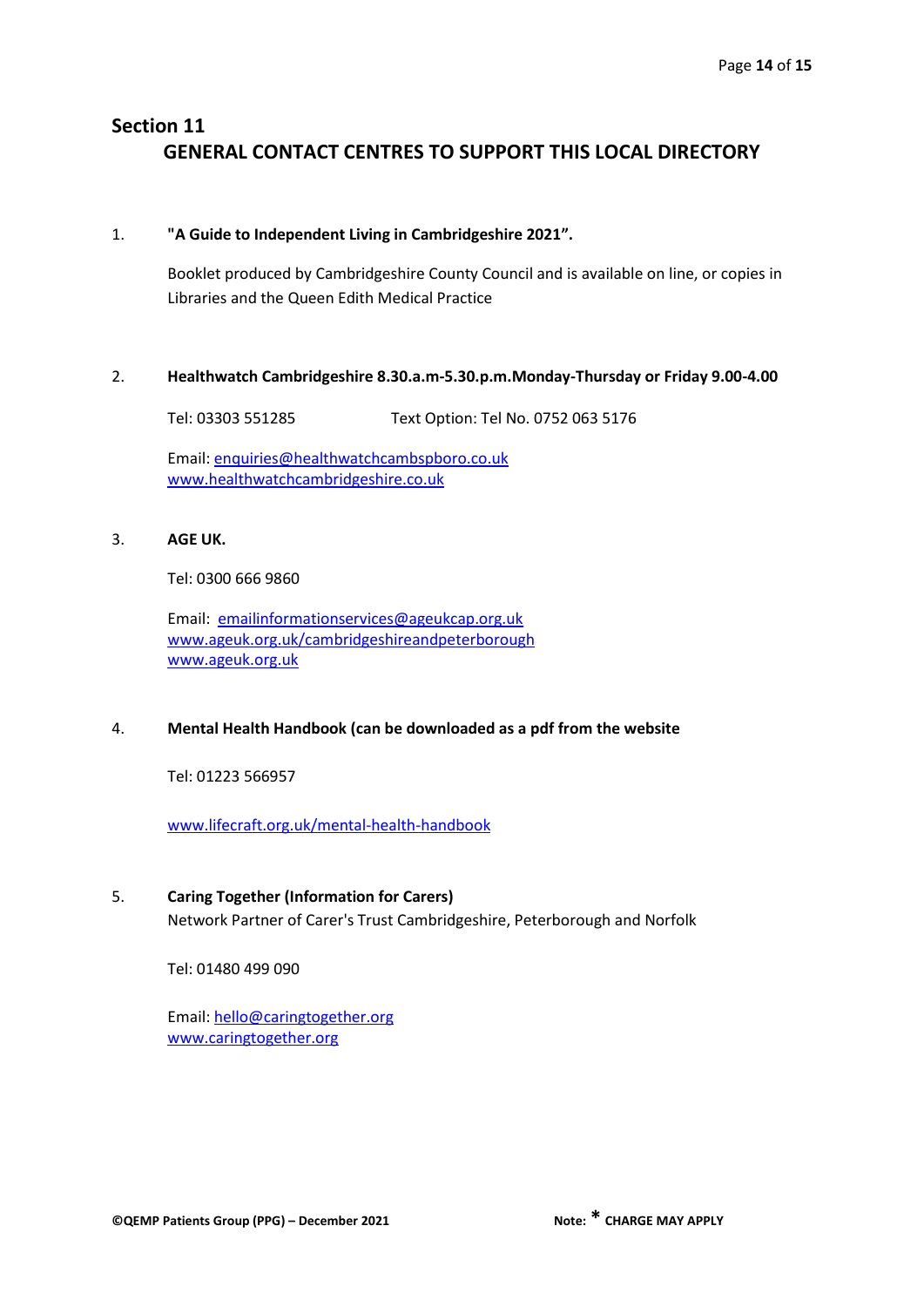## Section 11

## GENERAL CONTACT CENTRES TO SUPPORT THIS LOCAL DIRECTORY

1. **"A Guide to Independent Living in Cambridgeshire 2021".**

   Booklet produced by Cambridgeshire County Council and is available on line, or copies in Libraries and the Queen Edith Medical Practice

2. **Healthwatch Cambridgeshire 8.30.a.m-5.30.p.m.Monday-Thursday or Friday 9.00-4.00**

   Tel: 03303 551285 Text Option: Tel No. 0752 063 5176

   Email: enquiries@healthwatchcambspboro.co.uk
   www.healthwatchcambridgeshire.co.uk

3. **AGE UK.**

   Tel: 0300 666 9860

   Email: emailinformationservices@ageukcap.org.uk
   www.ageuk.org.uk/cambridgeshireandpeterborough
   www.ageuk.org.uk

4. **Mental Health Handbook (can be downloaded as a pdf from the website**

   Tel: 01223 566957

   www.lifecraft.org.uk/mental-health-handbook

5. **Caring Together (Information for Carers)**
   Network Partner of Carer's Trust Cambridgeshire, Peterborough and Norfolk

   Tel: 01480 499 090

   Email: hello@caringtogether.org
   www.caringtogether.org

©QEMP Patients Group (PPG) – December 2021 Note: * CHARGE MAY APPLY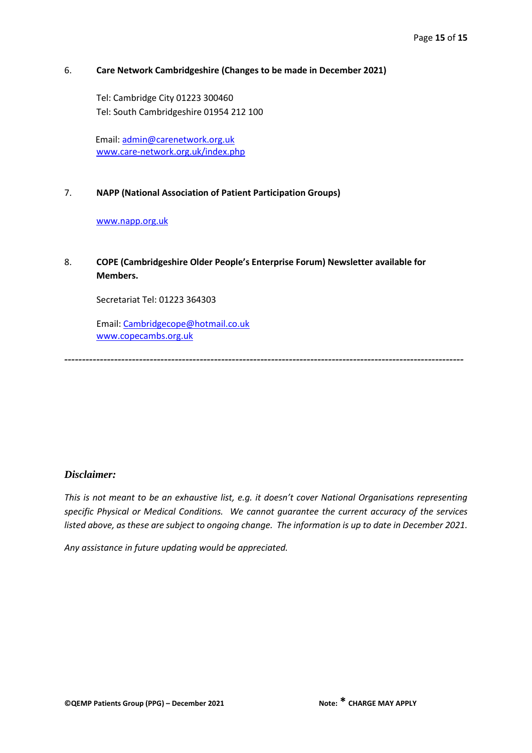6. **Care Network Cambridgeshire (Changes to be made in December 2021)**

   Tel: Cambridge City 01223 300460
   Tel: South Cambridgeshire 01954 212 100

   Email: admin@carenetwork.org.uk
   www.care-network.org.uk/index.php

7. **NAPP (National Association of Patient Participation Groups)**

   www.napp.org.uk

8. **COPE (Cambridgeshire Older People's Enterprise Forum) Newsletter available for Members.**

   Secretariat Tel: 01223 364303

   Email: Cambridgecope@hotmail.co.uk
   www.copecambs.org.uk

---

***Disclaimer:***

*This is not meant to be an exhaustive list, e.g. it doesn't cover National Organisations representing specific Physical or Medical Conditions. We cannot guarantee the current accuracy of the services listed above, as these are subject to ongoing change. The information is up to date in December 2021.*

*Any assistance in future updating would be appreciated.*

**©QEMP Patients Group (PPG) – December 2021** **Note: * CHARGE MAY APPLY**